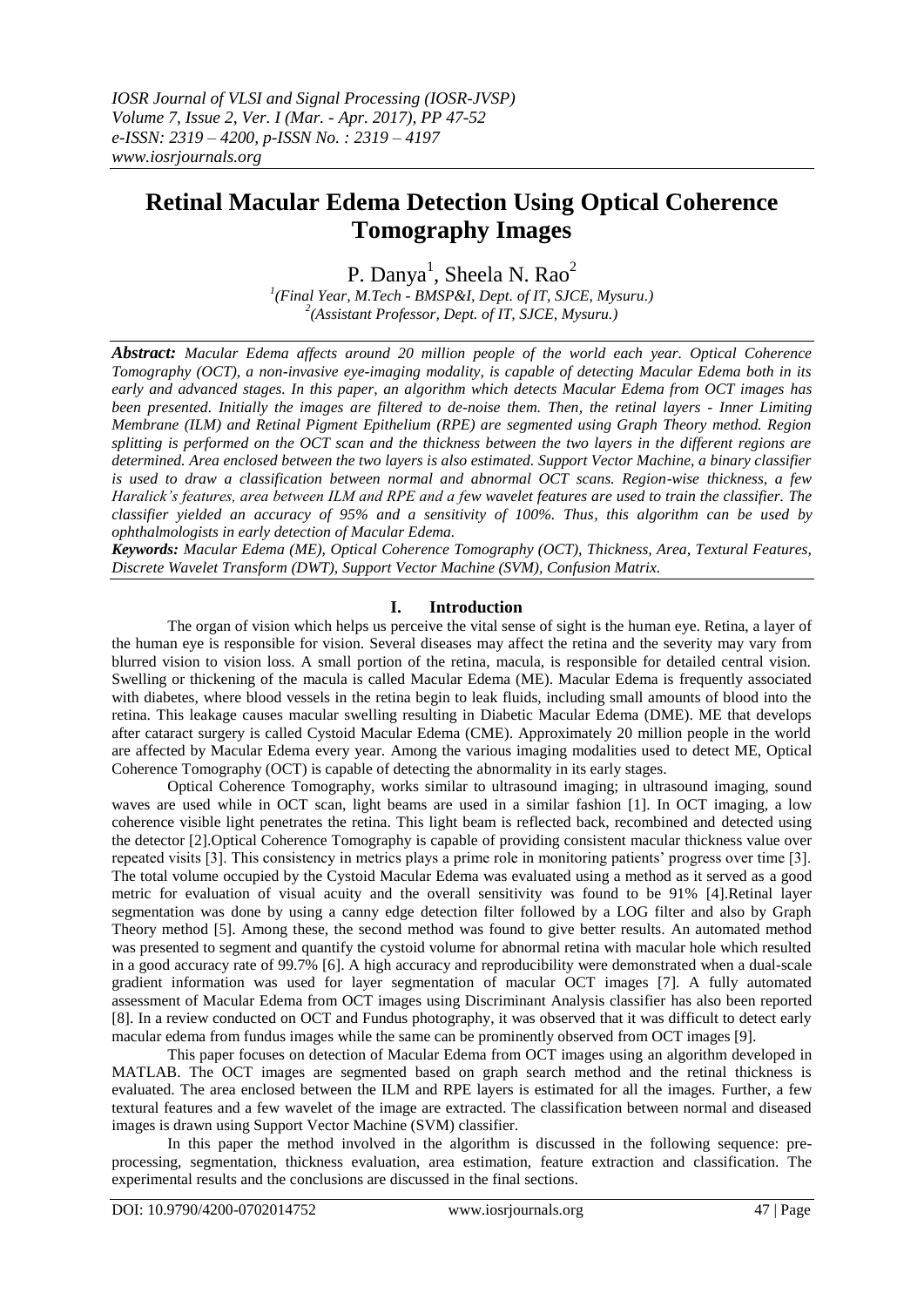# Retinal Macular Edema Detection Using Optical Coherence Tomography Images

P. Danya[1], Sheela N. Rao[2]

[1](Final Year, M.Tech - BMSP&I, Dept. of IT, SJCE, Mysuru.)
[2](Assistant Professor, Dept. of IT, SJCE, Mysuru.)

***Abstract:*** *Macular Edema affects around 20 million people of the world each year. Optical Coherence Tomography (OCT), a non-invasive eye-imaging modality, is capable of detecting Macular Edema both in its early and advanced stages. In this paper, an algorithm which detects Macular Edema from OCT images has been presented. Initially the images are filtered to de-noise them. Then, the retinal layers - Inner Limiting Membrane (ILM) and Retinal Pigment Epithelium (RPE) are segmented using Graph Theory method. Region splitting is performed on the OCT scan and the thickness between the two layers in the different regions are determined. Area enclosed between the two layers is also estimated. Support Vector Machine, a binary classifier is used to draw a classification between normal and abnormal OCT scans. Region-wise thickness, a few Haralick's features, area between ILM and RPE and a few wavelet features are used to train the classifier. The classifier yielded an accuracy of 95% and a sensitivity of 100%. Thus, this algorithm can be used by ophthalmologists in early detection of Macular Edema.*

***Keywords:*** *Macular Edema (ME), Optical Coherence Tomography (OCT), Thickness, Area, Textural Features, Discrete Wavelet Transform (DWT), Support Vector Machine (SVM), Confusion Matrix.*

## I. Introduction

The organ of vision which helps us perceive the vital sense of sight is the human eye. Retina, a layer of the human eye is responsible for vision. Several diseases may affect the retina and the severity may vary from blurred vision to vision loss. A small portion of the retina, macula, is responsible for detailed central vision. Swelling or thickening of the macula is called Macular Edema (ME). Macular Edema is frequently associated with diabetes, where blood vessels in the retina begin to leak fluids, including small amounts of blood into the retina. This leakage causes macular swelling resulting in Diabetic Macular Edema (DME). ME that develops after cataract surgery is called Cystoid Macular Edema (CME). Approximately 20 million people in the world are affected by Macular Edema every year. Among the various imaging modalities used to detect ME, Optical Coherence Tomography (OCT) is capable of detecting the abnormality in its early stages.

Optical Coherence Tomography, works similar to ultrasound imaging; in ultrasound imaging, sound waves are used while in OCT scan, light beams are used in a similar fashion [1]. In OCT imaging, a low coherence visible light penetrates the retina. This light beam is reflected back, recombined and detected using the detector [2].Optical Coherence Tomography is capable of providing consistent macular thickness value over repeated visits [3]. This consistency in metrics plays a prime role in monitoring patients' progress over time [3]. The total volume occupied by the Cystoid Macular Edema was evaluated using a method as it served as a good metric for evaluation of visual acuity and the overall sensitivity was found to be 91% [4].Retinal layer segmentation was done by using a canny edge detection filter followed by a LOG filter and also by Graph Theory method [5]. Among these, the second method was found to give better results. An automated method was presented to segment and quantify the cystoid volume for abnormal retina with macular hole which resulted in a good accuracy rate of 99.7% [6]. A high accuracy and reproducibility were demonstrated when a dual-scale gradient information was used for layer segmentation of macular OCT images [7]. A fully automated assessment of Macular Edema from OCT images using Discriminant Analysis classifier has also been reported [8]. In a review conducted on OCT and Fundus photography, it was observed that it was difficult to detect early macular edema from fundus images while the same can be prominently observed from OCT images [9].

This paper focuses on detection of Macular Edema from OCT images using an algorithm developed in MATLAB. The OCT images are segmented based on graph search method and the retinal thickness is evaluated. The area enclosed between the ILM and RPE layers is estimated for all the images. Further, a few textural features and a few wavelet of the image are extracted. The classification between normal and diseased images is drawn using Support Vector Machine (SVM) classifier.

In this paper the method involved in the algorithm is discussed in the following sequence: pre-processing, segmentation, thickness evaluation, area estimation, feature extraction and classification. The experimental results and the conclusions are discussed in the final sections.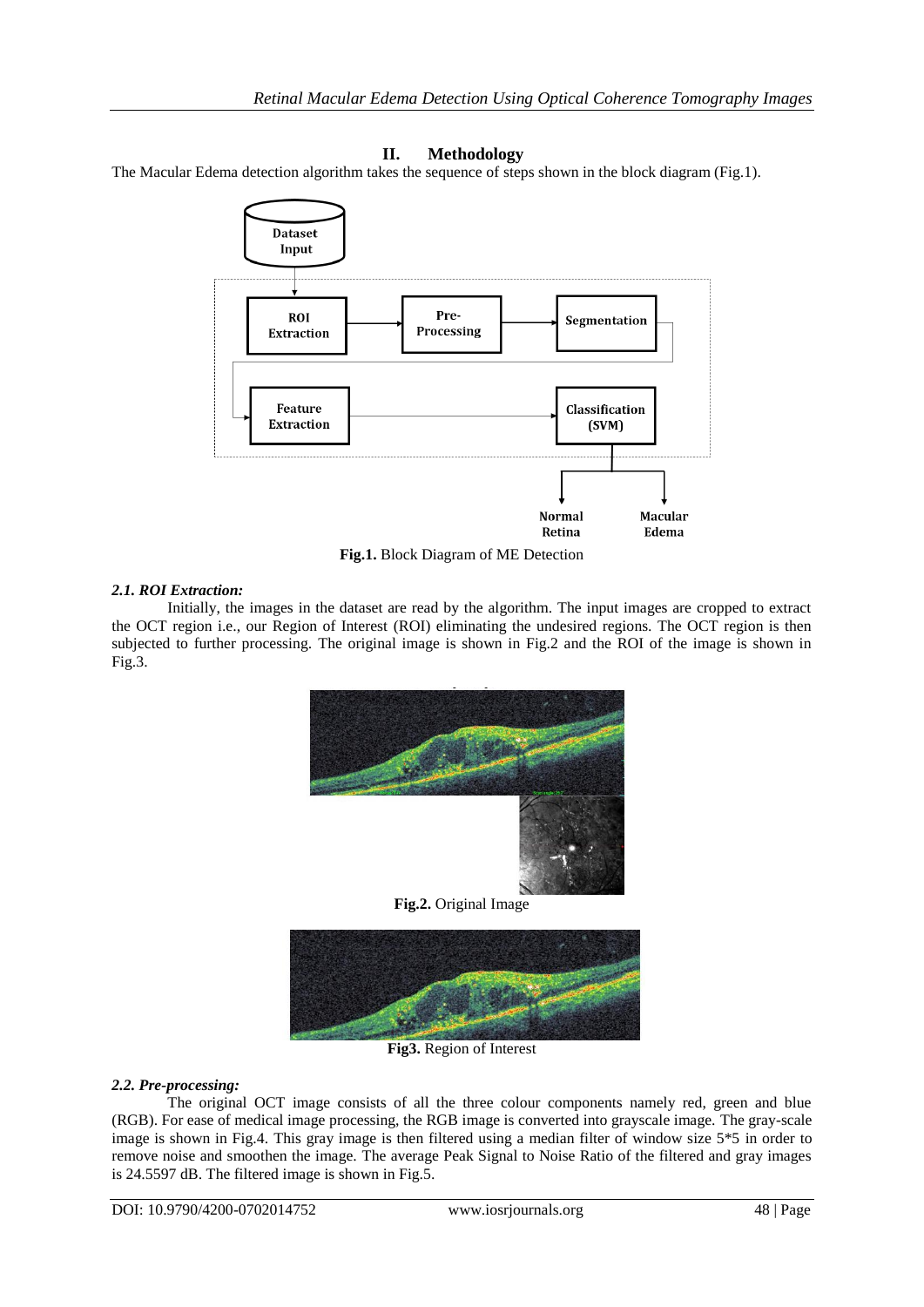## II. Methodology

The Macular Edema detection algorithm takes the sequence of steps shown in the block diagram (Fig.1).

**Fig.1.** Block Diagram of ME Detection

### *2.1. ROI Extraction:*

Initially, the images in the dataset are read by the algorithm. The input images are cropped to extract the OCT region i.e., our Region of Interest (ROI) eliminating the undesired regions. The OCT region is then subjected to further processing. The original image is shown in Fig.2 and the ROI of the image is shown in Fig.3.

**Fig.2.** Original Image

**Fig3.** Region of Interest

### *2.2. Pre-processing:*

The original OCT image consists of all the three colour components namely red, green and blue (RGB). For ease of medical image processing, the RGB image is converted into grayscale image. The gray-scale image is shown in Fig.4. This gray image is then filtered using a median filter of window size 5*5 in order to remove noise and smoothen the image. The average Peak Signal to Noise Ratio of the filtered and gray images is 24.5597 dB. The filtered image is shown in Fig.5.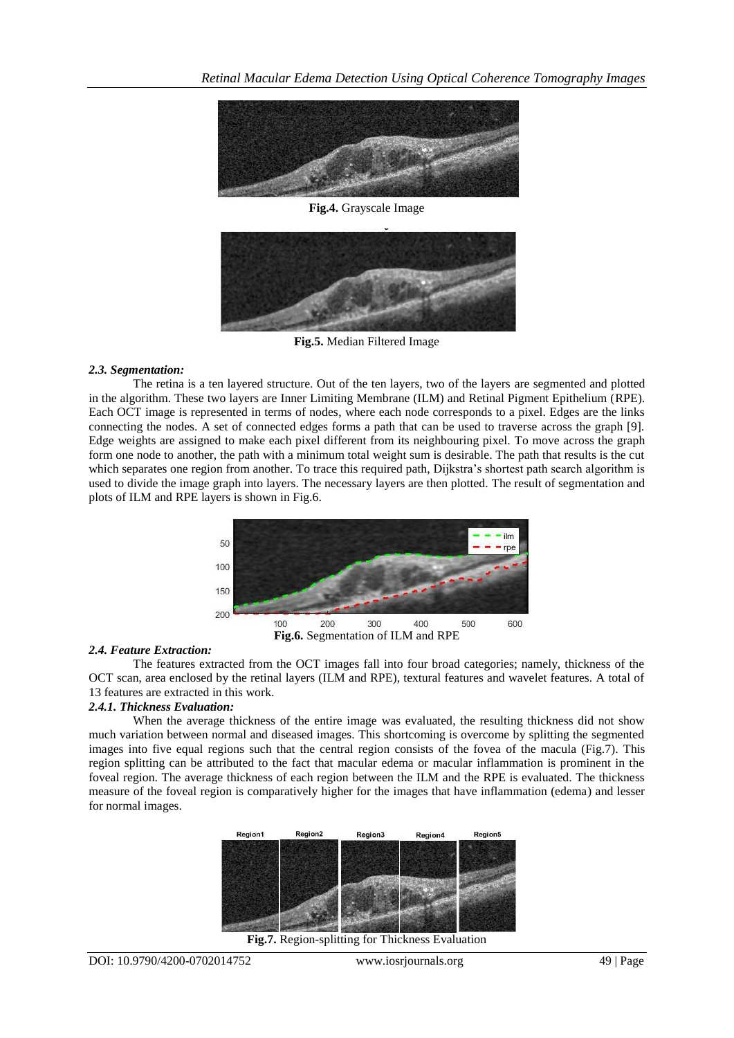Fig.4. Grayscale Image

Fig.5. Median Filtered Image

### *2.3. Segmentation:*

The retina is a ten layered structure. Out of the ten layers, two of the layers are segmented and plotted in the algorithm. These two layers are Inner Limiting Membrane (ILM) and Retinal Pigment Epithelium (RPE). Each OCT image is represented in terms of nodes, where each node corresponds to a pixel. Edges are the links connecting the nodes. A set of connected edges forms a path that can be used to traverse across the graph [9]. Edge weights are assigned to make each pixel different from its neighbouring pixel. To move across the graph form one node to another, the path with a minimum total weight sum is desirable. The path that results is the cut which separates one region from another. To trace this required path, Dijkstra's shortest path search algorithm is used to divide the image graph into layers. The necessary layers are then plotted. The result of segmentation and plots of ILM and RPE layers is shown in Fig.6.

Fig.6. Segmentation of ILM and RPE

### *2.4. Feature Extraction:*

The features extracted from the OCT images fall into four broad categories; namely, thickness of the OCT scan, area enclosed by the retinal layers (ILM and RPE), textural features and wavelet features. A total of 13 features are extracted in this work.

#### *2.4.1. Thickness Evaluation:*

When the average thickness of the entire image was evaluated, the resulting thickness did not show much variation between normal and diseased images. This shortcoming is overcome by splitting the segmented images into five equal regions such that the central region consists of the fovea of the macula (Fig.7). This region splitting can be attributed to the fact that macular edema or macular inflammation is prominent in the foveal region. The average thickness of each region between the ILM and the RPE is evaluated. The thickness measure of the foveal region is comparatively higher for the images that have inflammation (edema) and lesser for normal images.

Fig.7. Region-splitting for Thickness Evaluation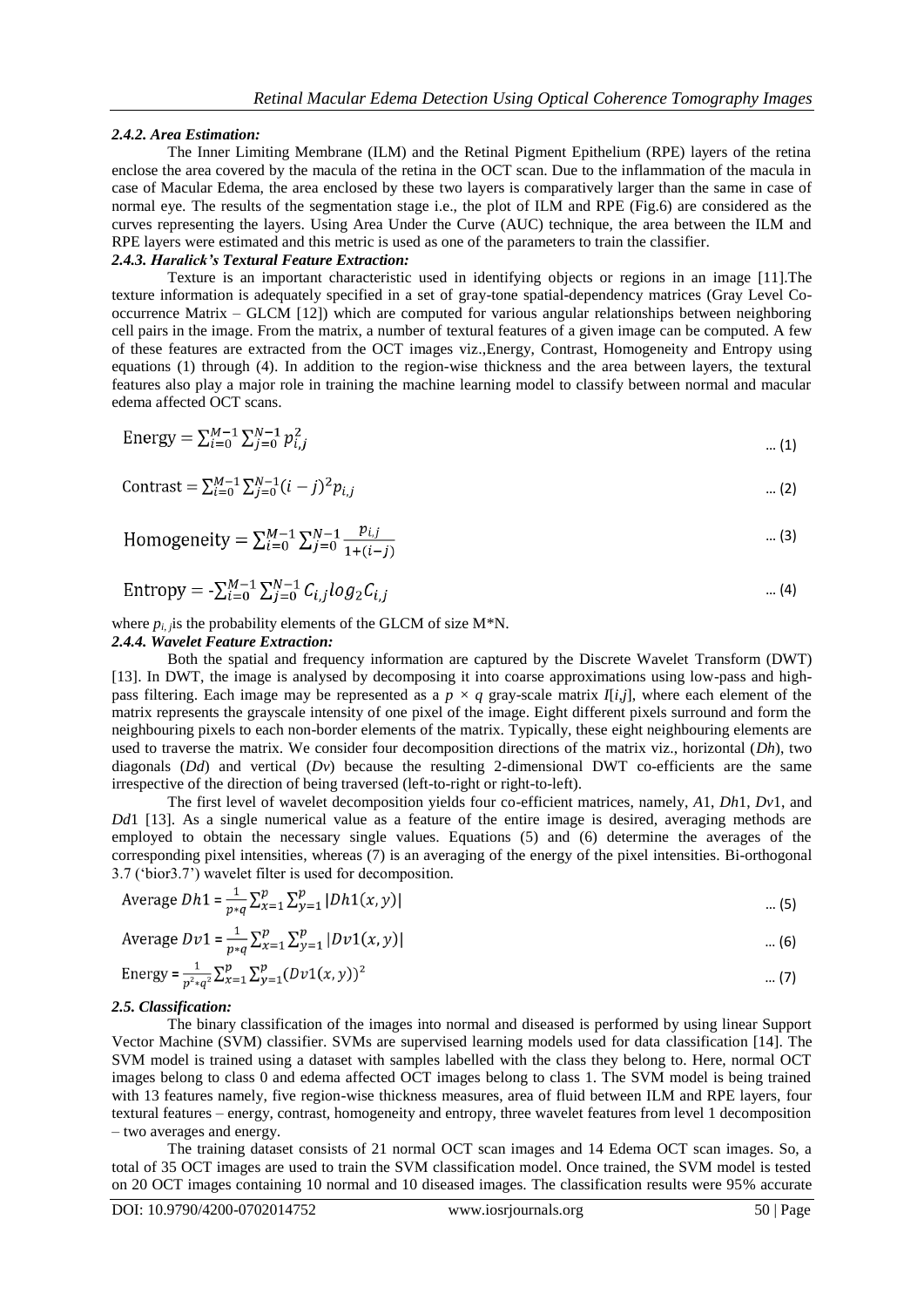#### *2.4.2. Area Estimation:*

The Inner Limiting Membrane (ILM) and the Retinal Pigment Epithelium (RPE) layers of the retina enclose the area covered by the macula of the retina in the OCT scan. Due to the inflammation of the macula in case of Macular Edema, the area enclosed by these two layers is comparatively larger than the same in case of normal eye. The results of the segmentation stage i.e., the plot of ILM and RPE (Fig.6) are considered as the curves representing the layers. Using Area Under the Curve (AUC) technique, the area between the ILM and RPE layers were estimated and this metric is used as one of the parameters to train the classifier.

#### *2.4.3. Haralick's Textural Feature Extraction:*

Texture is an important characteristic used in identifying objects or regions in an image [11].The texture information is adequately specified in a set of gray-tone spatial-dependency matrices (Gray Level Co-occurrence Matrix – GLCM [12]) which are computed for various angular relationships between neighboring cell pairs in the image. From the matrix, a number of textural features of a given image can be computed. A few of these features are extracted from the OCT images viz.,Energy, Contrast, Homogeneity and Entropy using equations (1) through (4). In addition to the region-wise thickness and the area between layers, the textural features also play a major role in training the machine learning model to classify between normal and macular edema affected OCT scans.

$$\text{Energy} = \sum_{i=0}^{M-1} \sum_{j=0}^{N-1} p_{i,j}^2 \quad \dots (1)$$

$$\text{Contrast} = \sum_{i=0}^{M-1} \sum_{j=0}^{N-1} (i-j)^2 p_{i,j} \quad \dots (2)$$

$$\text{Homogeneity} = \sum_{i=0}^{M-1} \sum_{j=0}^{N-1} \frac{p_{i,j}}{1+(i-j)} \quad \dots (3)$$

$$\text{Entropy} = -\sum_{i=0}^{M-1} \sum_{j=0}^{N-1} C_{i,j} \log_2 C_{i,j} \quad \dots (4)$$

where $p_{i,j}$is the probability elements of the GLCM of size M*N.

#### *2.4.4. Wavelet Feature Extraction:*

Both the spatial and frequency information are captured by the Discrete Wavelet Transform (DWT) [13]. In DWT, the image is analysed by decomposing it into coarse approximations using low-pass and high-pass filtering. Each image may be represented as a $p \times q$ gray-scale matrix $I[i,j]$, where each element of the matrix represents the grayscale intensity of one pixel of the image. Eight different pixels surround and form the neighbouring pixels to each non-border elements of the matrix. Typically, these eight neighbouring elements are used to traverse the matrix. We consider four decomposition directions of the matrix viz., horizontal (*Dh*), two diagonals (*Dd*) and vertical (*Dv*) because the resulting 2-dimensional DWT co-efficients are the same irrespective of the direction of being traversed (left-to-right or right-to-left).

The first level of wavelet decomposition yields four co-efficient matrices, namely, *A*1, *Dh*1, *Dv*1, and *Dd*1 [13]. As a single numerical value as a feature of the entire image is desired, averaging methods are employed to obtain the necessary single values. Equations (5) and (6) determine the averages of the corresponding pixel intensities, whereas (7) is an averaging of the energy of the pixel intensities. Bi-orthogonal 3.7 ('bior3.7') wavelet filter is used for decomposition.

$$\text{Average } Dh1 = \frac{1}{p*q} \sum_{x=1}^{p} \sum_{y=1}^{p} |Dh1(x,y)| \quad \dots (5)$$

$$\text{Average } Dv1 = \frac{1}{p*q} \sum_{x=1}^{p} \sum_{y=1}^{p} |Dv1(x,y)| \quad \dots (6)$$

$$\text{Energy} = \frac{1}{p^2*q^2} \sum_{x=1}^{p} \sum_{y=1}^{p} (Dv1(x,y))^2 \quad \dots (7)$$

### *2.5. Classification:*

The binary classification of the images into normal and diseased is performed by using linear Support Vector Machine (SVM) classifier. SVMs are supervised learning models used for data classification [14]. The SVM model is trained using a dataset with samples labelled with the class they belong to. Here, normal OCT images belong to class 0 and edema affected OCT images belong to class 1. The SVM model is being trained with 13 features namely, five region-wise thickness measures, area of fluid between ILM and RPE layers, four textural features – energy, contrast, homogeneity and entropy, three wavelet features from level 1 decomposition – two averages and energy.

The training dataset consists of 21 normal OCT scan images and 14 Edema OCT scan images. So, a total of 35 OCT images are used to train the SVM classification model. Once trained, the SVM model is tested on 20 OCT images containing 10 normal and 10 diseased images. The classification results were 95% accurate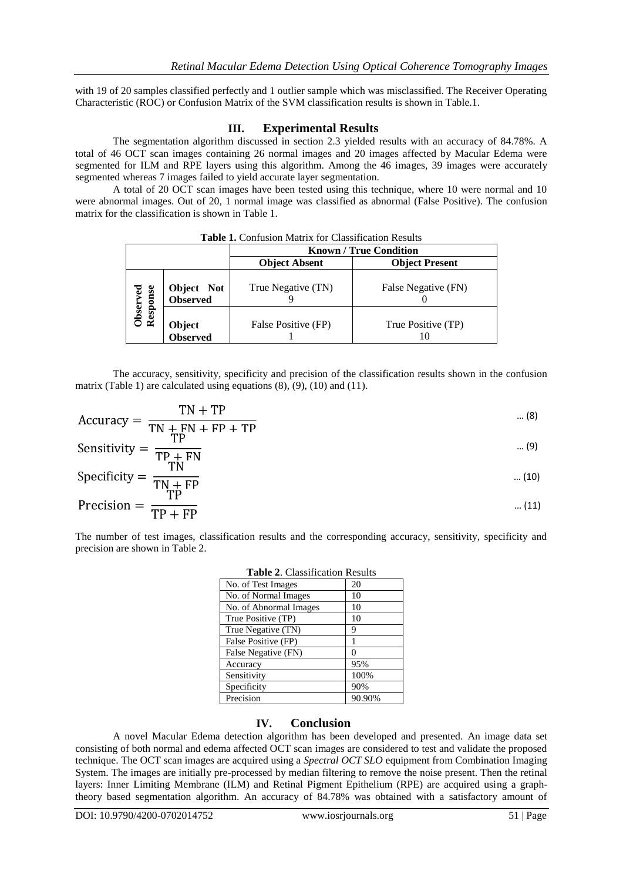with 19 of 20 samples classified perfectly and 1 outlier sample which was misclassified. The Receiver Operating Characteristic (ROC) or Confusion Matrix of the SVM classification results is shown in Table.1.

## III. Experimental Results

The segmentation algorithm discussed in section 2.3 yielded results with an accuracy of 84.78%. A total of 46 OCT scan images containing 26 normal images and 20 images affected by Macular Edema were segmented for ILM and RPE layers using this algorithm. Among the 46 images, 39 images were accurately segmented whereas 7 images failed to yield accurate layer segmentation.

A total of 20 OCT scan images have been tested using this technique, where 10 were normal and 10 were abnormal images. Out of 20, 1 normal image was classified as abnormal (False Positive). The confusion matrix for the classification is shown in Table 1.

**Table 1.** Confusion Matrix for Classification Results

| | | **Known / True Condition** | |
|---|---|---|---|
| | | **Object Absent** | **Object Present** |
| **Observed Response** | **Object Not Observed** | True Negative (TN) 9 | False Negative (FN) 0 |
| | **Object Observed** | False Positive (FP) 1 | True Positive (TP) 10 |

The accuracy, sensitivity, specificity and precision of the classification results shown in the confusion matrix (Table 1) are calculated using equations (8), (9), (10) and (11).

$$\text{Accuracy} = \frac{\text{TN} + \text{TP}}{\text{TN} + \text{FN} + \text{FP} + \text{TP}} \quad \text{... (8)}$$

$$\text{Sensitivity} = \frac{\text{TP}}{\text{TP} + \text{FN}} \quad \text{... (9)}$$

$$\text{Specificity} = \frac{\text{TN}}{\text{TN} + \text{FP}} \quad \text{... (10)}$$

$$\text{Precision} = \frac{\text{TP}}{\text{TP} + \text{FP}} \quad \text{... (11)}$$

The number of test images, classification results and the corresponding accuracy, sensitivity, specificity and precision are shown in Table 2.

**Table 2**. Classification Results

| | |
|---|---|
| No. of Test Images | 20 |
| No. of Normal Images | 10 |
| No. of Abnormal Images | 10 |
| True Positive (TP) | 10 |
| True Negative (TN) | 9 |
| False Positive (FP) | 1 |
| False Negative (FN) | 0 |
| Accuracy | 95% |
| Sensitivity | 100% |
| Specificity | 90% |
| Precision | 90.90% |

## IV. Conclusion

A novel Macular Edema detection algorithm has been developed and presented. An image data set consisting of both normal and edema affected OCT scan images are considered to test and validate the proposed technique. The OCT scan images are acquired using a *Spectral OCT SLO* equipment from Combination Imaging System. The images are initially pre-processed by median filtering to remove the noise present. Then the retinal layers: Inner Limiting Membrane (ILM) and Retinal Pigment Epithelium (RPE) are acquired using a graph-theory based segmentation algorithm. An accuracy of 84.78% was obtained with a satisfactory amount of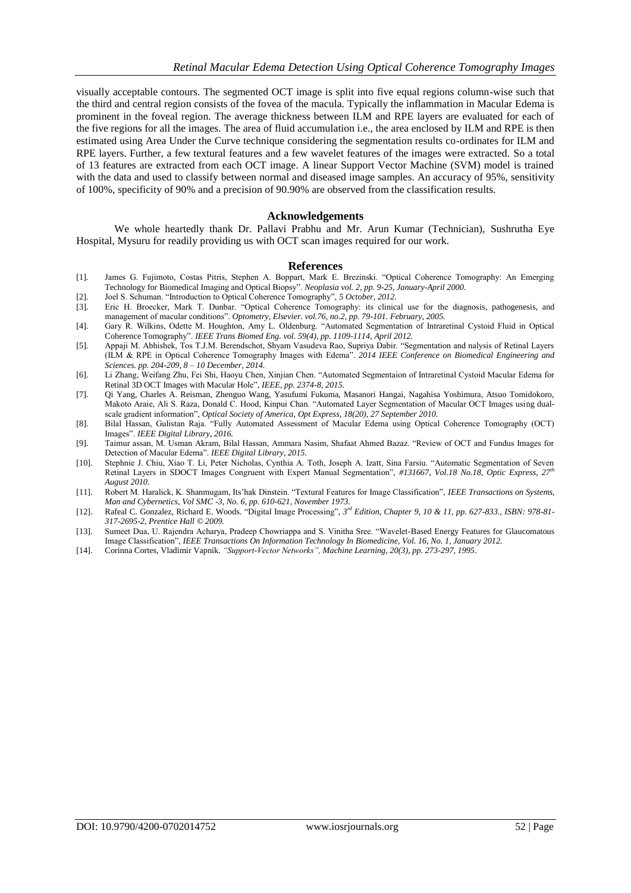visually acceptable contours. The segmented OCT image is split into five equal regions column-wise such that the third and central region consists of the fovea of the macula. Typically the inflammation in Macular Edema is prominent in the foveal region. The average thickness between ILM and RPE layers are evaluated for each of the five regions for all the images. The area of fluid accumulation i.e., the area enclosed by ILM and RPE is then estimated using Area Under the Curve technique considering the segmentation results co-ordinates for ILM and RPE layers. Further, a few textural features and a few wavelet features of the images were extracted. So a total of 13 features are extracted from each OCT image. A linear Support Vector Machine (SVM) model is trained with the data and used to classify between normal and diseased image samples. An accuracy of 95%, sensitivity of 100%, specificity of 90% and a precision of 90.90% are observed from the classification results.

## Acknowledgements

We whole heartedly thank Dr. Pallavi Prabhu and Mr. Arun Kumar (Technician), Sushrutha Eye Hospital, Mysuru for readily providing us with OCT scan images required for our work.

## References

[1]. James G. Fujimoto, Costas Pitris, Stephen A. Boppart, Mark E. Brezinski. "Optical Coherence Tomography: An Emerging Technology for Biomedical Imaging and Optical Biopsy". *Neoplasia vol. 2, pp. 9-25, January-April 2000.*

[2]. Joel S. Schuman. "Introduction to Optical Coherence Tomography", *5 October, 2012.*

[3]. Eric H. Broecker, Mark T. Dunbar. "Optical Coherence Tomography: its clinical use for the diagnosis, pathogenesis, and management of macular conditions". *Optometry, Elsevier. vol.76, no.2, pp. 79-101. February, 2005.*

[4]. Gary R. Wilkins, Odette M. Houghton, Amy L. Oldenburg. "Automated Segmentation of Intraretinal Cystoid Fluid in Optical Coherence Tomography". *IEEE Trans Biomed Eng. vol. 59(4), pp. 1109-1114, April 2012.*

[5]. Appaji M. Abhishek, Tos T.J.M. Berendschot, Shyam Vasudeva Rao, Supriya Dabir. "Segmentation and nalysis of Retinal Layers (ILM & RPE in Optical Coherence Tomography Images with Edema". *2014 IEEE Conference on Biomedical Engineering and Sciences. pp. 204-209, 8 – 10 December, 2014.*

[6]. Li Zhang, Weifang Zhu, Fei Shi, Haoyu Chen, Xinjian Chen. "Automated Segmentaion of Intraretinal Cystoid Macular Edema for Retinal 3D OCT Images with Macular Hole", *IEEE, pp. 2374-8, 2015.*

[7]. Qi Yang, Charles A. Reisman, Zhenguo Wang, Yasufumi Fukuma, Masanori Hangai, Nagahisa Yoshimura, Atsuo Tomidokoro, Makoto Araie, Ali S. Raza, Donald C. Hood, Kinpui Chan. "Automated Layer Segmentation of Macular OCT Images using dual-scale gradient information", *Optical Society of America, Opt Express, 18(20), 27 September 2010.*

[8]. Bilal Hassan, Gulistan Raja. "Fully Automated Assessment of Macular Edema using Optical Coherence Tomography (OCT) Images". *IEEE Digital Library, 2016.*

[9]. Taimur assan, M. Usman Akram, Bilal Hassan, Ammara Nasim, Shafaat Ahmed Bazaz. "Review of OCT and Fundus Images for Detection of Macular Edema". *IEEE Digital Library, 2015.*

[10]. Stephnie J. Chiu, Xiao T. Li, Peter Nicholas, Cynthia A. Toth, Joseph A. Izatt, Sina Farsiu. "Automatic Segmentation of Seven Retinal Layers in SDOCT Images Congruent with Expert Manual Segmentation", *#131667, Vol.18 No.18, Optic Express, 27th August 2010.*

[11]. Robert M. Haralick, K. Shanmugam, Its'hak Dinstein. "Textural Features for Image Classification", *IEEE Transactions on Systems, Man and Cybernetics, Vol SMC -3, No. 6, pp. 610-621, November 1973.*

[12]. Rafeal C. Gonzalez, Richard E. Woods. "Digital Image Processing", *3rd Edition, Chapter 9, 10 & 11, pp. 627-833., ISBN: 978-81-317-2695-2, Prentice Hall © 2009.*

[13]. Sumeet Dua, U. Rajendra Acharya, Pradeep Chowriappa and S. Vinitha Sree. "Wavelet-Based Energy Features for Glaucomatous Image Classification", *IEEE Transactions On Information Technology In Biomedicine, Vol. 16, No. 1, January 2012.*

[14]. Corinna Cortes, Vladimir Vapnik. *"Support-Vector Networks", Machine Learning, 20(3), pp. 273-297, 1995.*